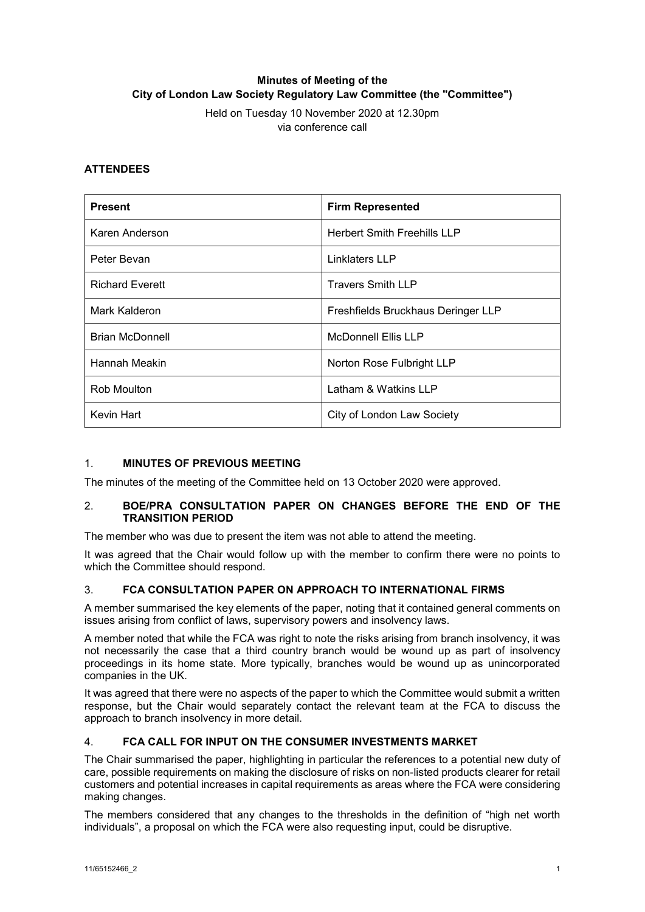**Minutes of Meeting of the**
**City of London Law Society Regulatory Law Committee (the "Committee")**

Held on Tuesday 10 November 2020 at 12.30pm
via conference call

**ATTENDEES**

| **Present** | **Firm Represented** |
|---|---|
| Karen Anderson | Herbert Smith Freehills LLP |
| Peter Bevan | Linklaters LLP |
| Richard Everett | Travers Smith LLP |
| Mark Kalderon | Freshfields Bruckhaus Deringer LLP |
| Brian McDonnell | McDonnell Ellis LLP |
| Hannah Meakin | Norton Rose Fulbright LLP |
| Rob Moulton | Latham & Watkins LLP |
| Kevin Hart | City of London Law Society |

## 1. MINUTES OF PREVIOUS MEETING

The minutes of the meeting of the Committee held on 13 October 2020 were approved.

## 2. BOE/PRA CONSULTATION PAPER ON CHANGES BEFORE THE END OF THE TRANSITION PERIOD

The member who was due to present the item was not able to attend the meeting.

It was agreed that the Chair would follow up with the member to confirm there were no points to which the Committee should respond.

## 3. FCA CONSULTATION PAPER ON APPROACH TO INTERNATIONAL FIRMS

A member summarised the key elements of the paper, noting that it contained general comments on issues arising from conflict of laws, supervisory powers and insolvency laws.

A member noted that while the FCA was right to note the risks arising from branch insolvency, it was not necessarily the case that a third country branch would be wound up as part of insolvency proceedings in its home state. More typically, branches would be wound up as unincorporated companies in the UK.

It was agreed that there were no aspects of the paper to which the Committee would submit a written response, but the Chair would separately contact the relevant team at the FCA to discuss the approach to branch insolvency in more detail.

## 4. FCA CALL FOR INPUT ON THE CONSUMER INVESTMENTS MARKET

The Chair summarised the paper, highlighting in particular the references to a potential new duty of care, possible requirements on making the disclosure of risks on non-listed products clearer for retail customers and potential increases in capital requirements as areas where the FCA were considering making changes.

The members considered that any changes to the thresholds in the definition of "high net worth individuals", a proposal on which the FCA were also requesting input, could be disruptive.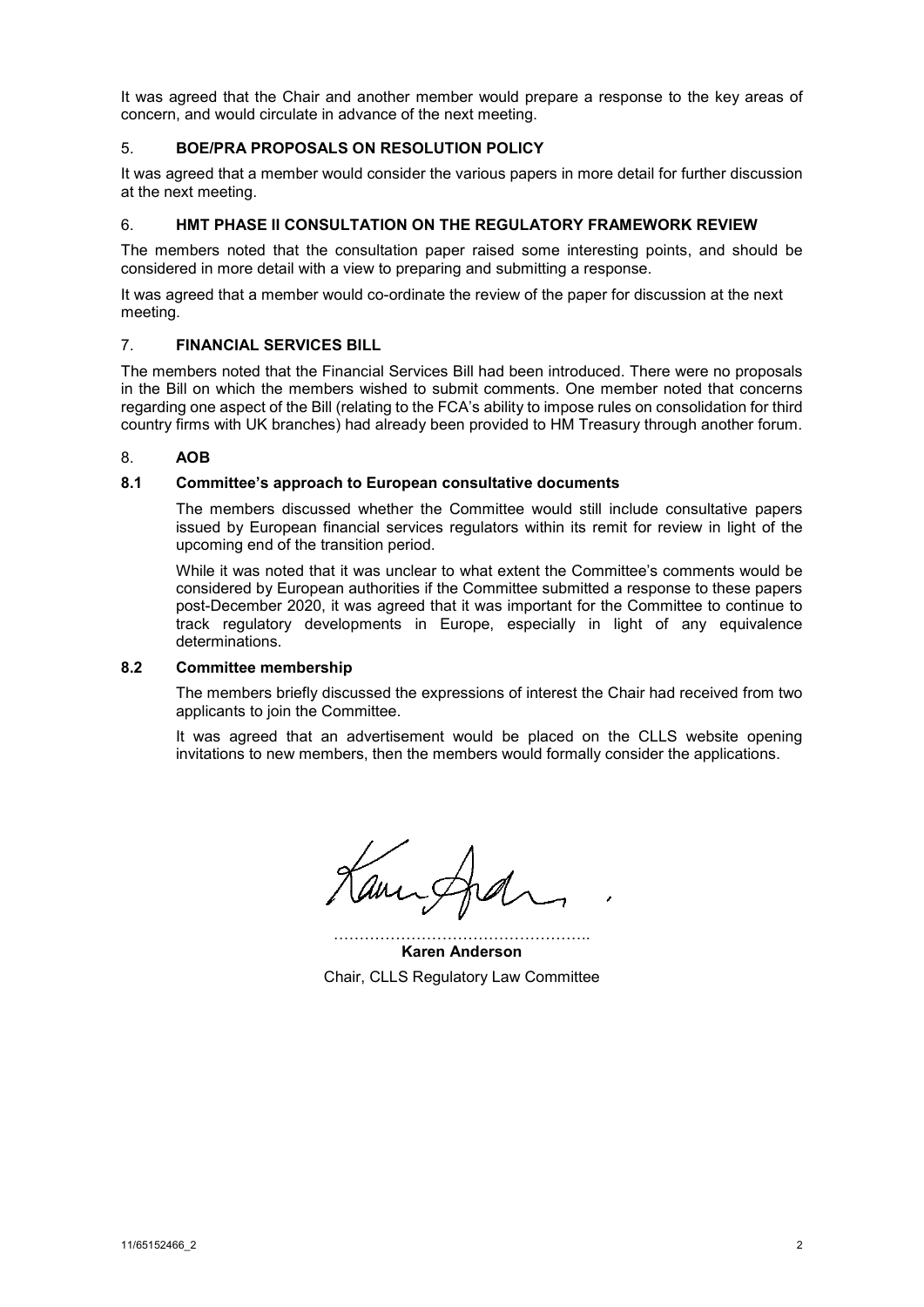It was agreed that the Chair and another member would prepare a response to the key areas of concern, and would circulate in advance of the next meeting.

## 5. BOE/PRA PROPOSALS ON RESOLUTION POLICY

It was agreed that a member would consider the various papers in more detail for further discussion at the next meeting.

## 6. HMT PHASE II CONSULTATION ON THE REGULATORY FRAMEWORK REVIEW

The members noted that the consultation paper raised some interesting points, and should be considered in more detail with a view to preparing and submitting a response.

It was agreed that a member would co-ordinate the review of the paper for discussion at the next meeting.

## 7. FINANCIAL SERVICES BILL

The members noted that the Financial Services Bill had been introduced. There were no proposals in the Bill on which the members wished to submit comments. One member noted that concerns regarding one aspect of the Bill (relating to the FCA's ability to impose rules on consolidation for third country firms with UK branches) had already been provided to HM Treasury through another forum.

## 8. AOB

### 8.1 Committee's approach to European consultative documents

The members discussed whether the Committee would still include consultative papers issued by European financial services regulators within its remit for review in light of the upcoming end of the transition period.

While it was noted that it was unclear to what extent the Committee's comments would be considered by European authorities if the Committee submitted a response to these papers post-December 2020, it was agreed that it was important for the Committee to continue to track regulatory developments in Europe, especially in light of any equivalence determinations.

### 8.2 Committee membership

The members briefly discussed the expressions of interest the Chair had received from two applicants to join the Committee.

It was agreed that an advertisement would be placed on the CLLS website opening invitations to new members, then the members would formally consider the applications.

…………………………………………..

**Karen Anderson**

Chair, CLLS Regulatory Law Committee